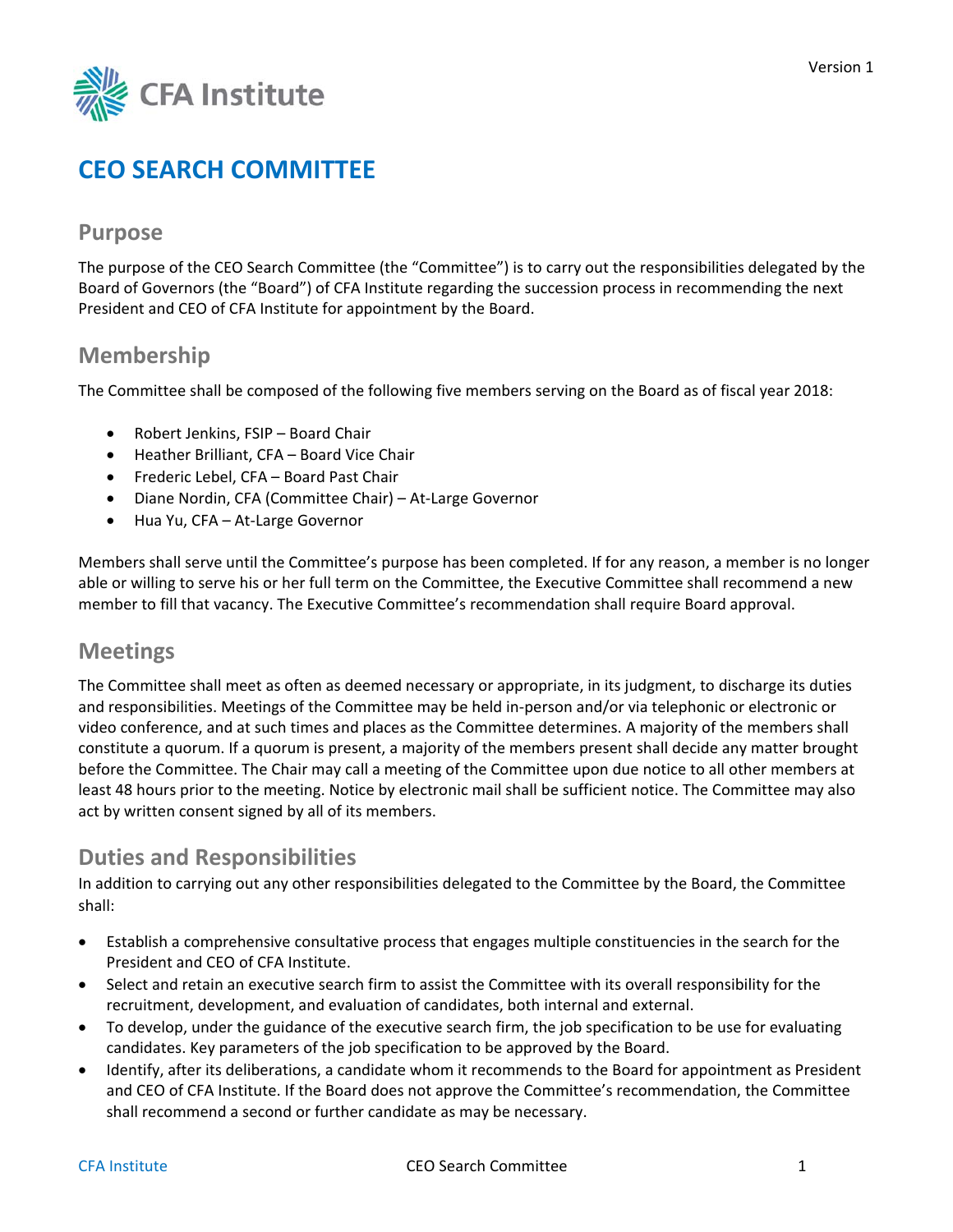Version 1

CFA Institute

# CEO SEARCH COMMITTEE

## Purpose

The purpose of the CEO Search Committee (the "Committee") is to carry out the responsibilities delegated by the Board of Governors (the "Board") of CFA Institute regarding the succession process in recommending the next President and CEO of CFA Institute for appointment by the Board.

## Membership

The Committee shall be composed of the following five members serving on the Board as of fiscal year 2018:

- Robert Jenkins, FSIP – Board Chair
- Heather Brilliant, CFA – Board Vice Chair
- Frederic Lebel, CFA – Board Past Chair
- Diane Nordin, CFA (Committee Chair) – At-Large Governor
- Hua Yu, CFA – At-Large Governor

Members shall serve until the Committee's purpose has been completed. If for any reason, a member is no longer able or willing to serve his or her full term on the Committee, the Executive Committee shall recommend a new member to fill that vacancy. The Executive Committee's recommendation shall require Board approval.

## Meetings

The Committee shall meet as often as deemed necessary or appropriate, in its judgment, to discharge its duties and responsibilities. Meetings of the Committee may be held in-person and/or via telephonic or electronic or video conference, and at such times and places as the Committee determines. A majority of the members shall constitute a quorum. If a quorum is present, a majority of the members present shall decide any matter brought before the Committee. The Chair may call a meeting of the Committee upon due notice to all other members at least 48 hours prior to the meeting. Notice by electronic mail shall be sufficient notice. The Committee may also act by written consent signed by all of its members.

## Duties and Responsibilities

In addition to carrying out any other responsibilities delegated to the Committee by the Board, the Committee shall:

- Establish a comprehensive consultative process that engages multiple constituencies in the search for the President and CEO of CFA Institute.
- Select and retain an executive search firm to assist the Committee with its overall responsibility for the recruitment, development, and evaluation of candidates, both internal and external.
- To develop, under the guidance of the executive search firm, the job specification to be use for evaluating candidates. Key parameters of the job specification to be approved by the Board.
- Identify, after its deliberations, a candidate whom it recommends to the Board for appointment as President and CEO of CFA Institute. If the Board does not approve the Committee's recommendation, the Committee shall recommend a second or further candidate as may be necessary.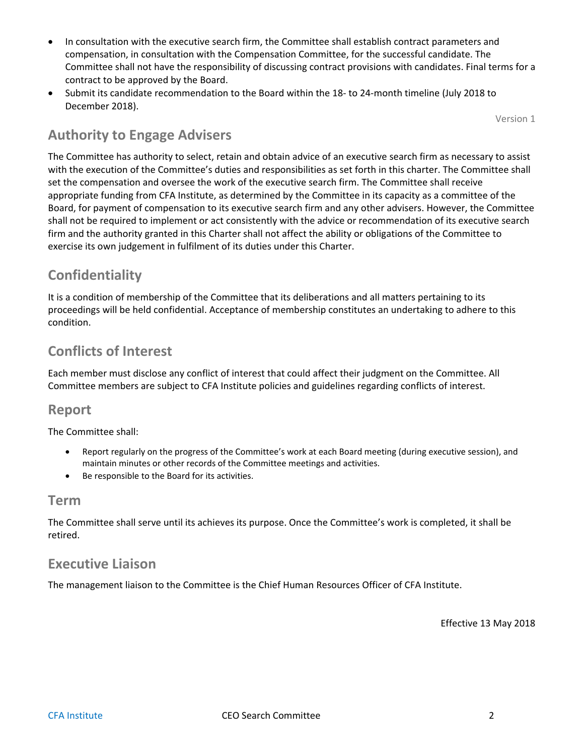- In consultation with the executive search firm, the Committee shall establish contract parameters and compensation, in consultation with the Compensation Committee, for the successful candidate. The Committee shall not have the responsibility of discussing contract provisions with candidates. Final terms for a contract to be approved by the Board.
- Submit its candidate recommendation to the Board within the 18- to 24-month timeline (July 2018 to December 2018).

Version 1

## Authority to Engage Advisers

The Committee has authority to select, retain and obtain advice of an executive search firm as necessary to assist with the execution of the Committee's duties and responsibilities as set forth in this charter. The Committee shall set the compensation and oversee the work of the executive search firm. The Committee shall receive appropriate funding from CFA Institute, as determined by the Committee in its capacity as a committee of the Board, for payment of compensation to its executive search firm and any other advisers. However, the Committee shall not be required to implement or act consistently with the advice or recommendation of its executive search firm and the authority granted in this Charter shall not affect the ability or obligations of the Committee to exercise its own judgement in fulfilment of its duties under this Charter.

## Confidentiality

It is a condition of membership of the Committee that its deliberations and all matters pertaining to its proceedings will be held confidential. Acceptance of membership constitutes an undertaking to adhere to this condition.

## Conflicts of Interest

Each member must disclose any conflict of interest that could affect their judgment on the Committee. All Committee members are subject to CFA Institute policies and guidelines regarding conflicts of interest.

## Report

The Committee shall:

- Report regularly on the progress of the Committee's work at each Board meeting (during executive session), and maintain minutes or other records of the Committee meetings and activities.
- Be responsible to the Board for its activities.

## Term

The Committee shall serve until its achieves its purpose. Once the Committee's work is completed, it shall be retired.

## Executive Liaison

The management liaison to the Committee is the Chief Human Resources Officer of CFA Institute.

Effective 13 May 2018